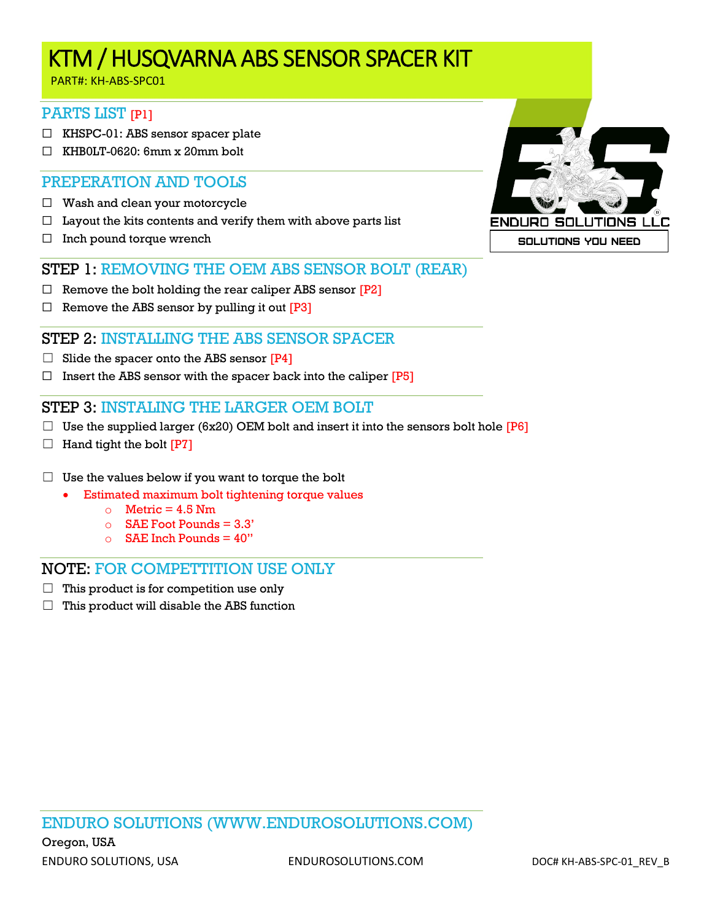# KTM / HUSQVARNA ABS SENSOR SPACER KIT

PART#: KH-ABS-SPC01

ENDURO SOLUTIONS LLC

SOLUTIONS YOU NEED

## PARTS LIST [P1]

- ☐ KHSPC-01: ABS sensor spacer plate
- ☐ KHB0LT-0620: 6mm x 20mm bolt

## PREPERATION AND TOOLS

- ☐ Wash and clean your motorcycle
- ☐ Layout the kits contents and verify them with above parts list
- ☐ Inch pound torque wrench

## STEP 1: REMOVING THE OEM ABS SENSOR BOLT (REAR)

- ☐ Remove the bolt holding the rear caliper ABS sensor [P2]
- ☐ Remove the ABS sensor by pulling it out [P3]

## STEP 2: INSTALLING THE ABS SENSOR SPACER

- ☐ Slide the spacer onto the ABS sensor [P4]
- ☐ Insert the ABS sensor with the spacer back into the caliper [P5]

## STEP 3: INSTALING THE LARGER OEM BOLT

- ☐ Use the supplied larger (6x20) OEM bolt and insert it into the sensors bolt hole [P6]
- ☐ Hand tight the bolt [P7]

- ☐ Use the values below if you want to torque the bolt
  - Estimated maximum bolt tightening torque values
    - Metric = 4.5 Nm
    - SAE Foot Pounds = 3.3'
    - SAE Inch Pounds = 40''

## NOTE: FOR COMPETTITION USE ONLY

- ☐ This product is for competition use only
- ☐ This product will disable the ABS function

## ENDURO SOLUTIONS (WWW.ENDUROSOLUTIONS.COM)

Oregon, USA

ENDURO SOLUTIONS, USA ENDUROSOLUTIONS.COM DOC# KH-ABS-SPC-01_REV_B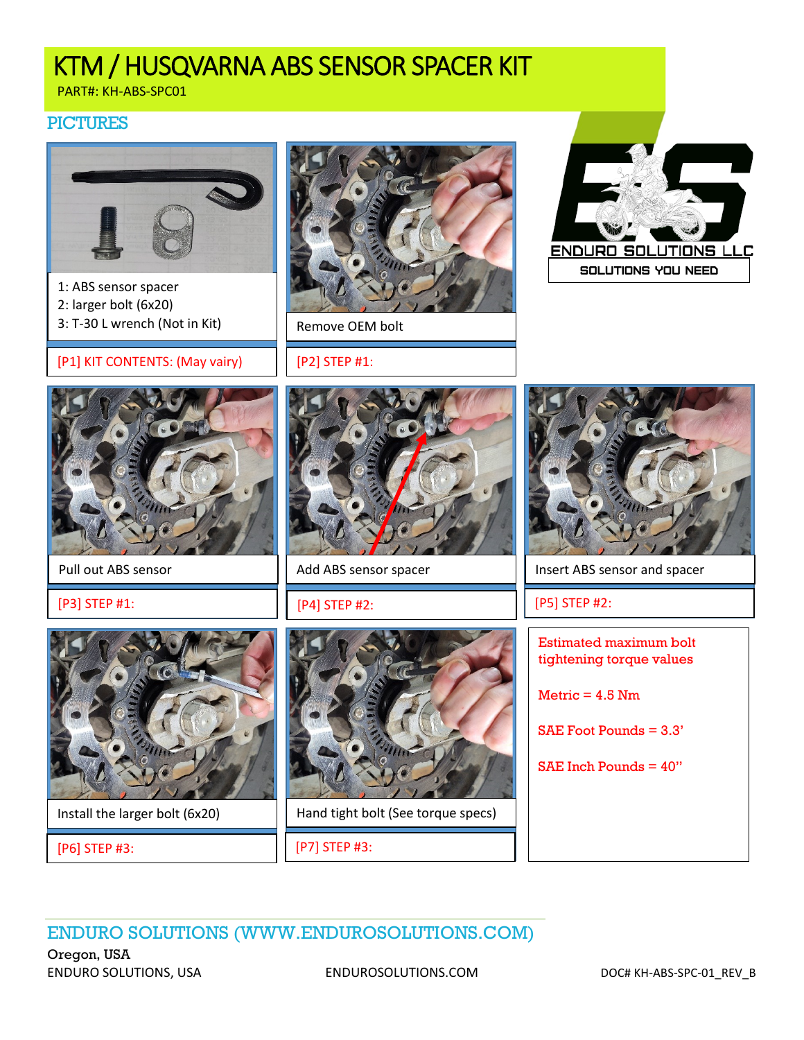# KTM / HUSQVARNA ABS SENSOR SPACER KIT

PART#: KH-ABS-SPC01

## PICTURES

1: ABS sensor spacer
2: larger bolt (6x20)
3: T-30 L wrench (Not in Kit)

[P1] KIT CONTENTS: (May vairy)

Remove OEM bolt

[P2] STEP #1:

ENDURO SOLUTIONS LLC

SOLUTIONS YOU NEED

Pull out ABS sensor

[P3] STEP #1:

Add ABS sensor spacer

[P4] STEP #2:

Insert ABS sensor and spacer

[P5] STEP #2:

Install the larger bolt (6x20)

[P6] STEP #3:

Hand tight bolt (See torque specs)

[P7] STEP #3:

Estimated maximum bolt tightening torque values

Metric = 4.5 Nm

SAE Foot Pounds = 3.3'

SAE Inch Pounds = 40"

ENDURO SOLUTIONS (WWW.ENDUROSOLUTIONS.COM)

Oregon, USA

ENDURO SOLUTIONS, USA

ENDUROSOLUTIONS.COM

DOC# KH-ABS-SPC-01_REV_B